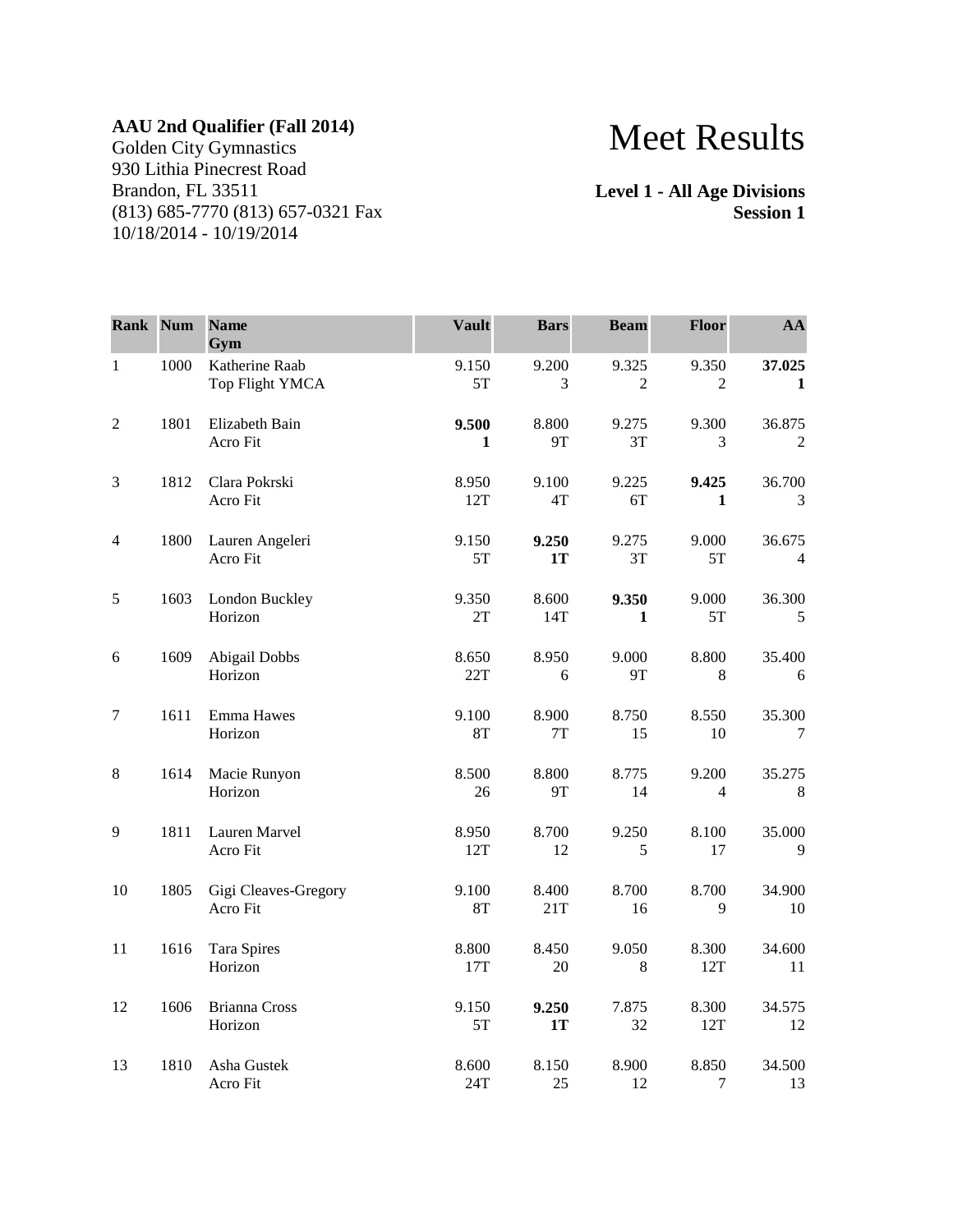**AAU 2nd Qualifier (Fall 2014)**
Golden City Gymnastics
930 Lithia Pinecrest Road
Brandon, FL 33511
(813) 685-7770 (813) 657-0321 Fax
10/18/2014 - 10/19/2014

# Meet Results

**Level 1 - All Age Divisions**
**Session 1**

| Rank | Num | Name<br>Gym | Vault | Bars | Beam | Floor | AA |
|---|---|---|---|---|---|---|---|
| 1 | 1000 | Katherine Raab<br>Top Flight YMCA | 9.150<br>5T | 9.200<br>3 | 9.325<br>2 | 9.350<br>2 | **37.025**<br>**1** |
| 2 | 1801 | Elizabeth Bain<br>Acro Fit | **9.500**<br>**1** | 8.800<br>9T | 9.275<br>3T | 9.300<br>3 | 36.875<br>2 |
| 3 | 1812 | Clara Pokrski<br>Acro Fit | 8.950<br>12T | 9.100<br>4T | 9.225<br>6T | **9.425**<br>**1** | 36.700<br>3 |
| 4 | 1800 | Lauren Angeleri<br>Acro Fit | 9.150<br>5T | **9.250**<br>**1T** | 9.275<br>3T | 9.000<br>5T | 36.675<br>4 |
| 5 | 1603 | London Buckley<br>Horizon | 9.350<br>2T | 8.600<br>14T | **9.350**<br>**1** | 9.000<br>5T | 36.300<br>5 |
| 6 | 1609 | Abigail Dobbs<br>Horizon | 8.650<br>22T | 8.950<br>6 | 9.000<br>9T | 8.800<br>8 | 35.400<br>6 |
| 7 | 1611 | Emma Hawes<br>Horizon | 9.100<br>8T | 8.900<br>7T | 8.750<br>15 | 8.550<br>10 | 35.300<br>7 |
| 8 | 1614 | Macie Runyon<br>Horizon | 8.500<br>26 | 8.800<br>9T | 8.775<br>14 | 9.200<br>4 | 35.275<br>8 |
| 9 | 1811 | Lauren Marvel<br>Acro Fit | 8.950<br>12T | 8.700<br>12 | 9.250<br>5 | 8.100<br>17 | 35.000<br>9 |
| 10 | 1805 | Gigi Cleaves-Gregory<br>Acro Fit | 9.100<br>8T | 8.400<br>21T | 8.700<br>16 | 8.700<br>9 | 34.900<br>10 |
| 11 | 1616 | Tara Spires<br>Horizon | 8.800<br>17T | 8.450<br>20 | 9.050<br>8 | 8.300<br>12T | 34.600<br>11 |
| 12 | 1606 | Brianna Cross<br>Horizon | 9.150<br>5T | **9.250**<br>**1T** | 7.875<br>32 | 8.300<br>12T | 34.575<br>12 |
| 13 | 1810 | Asha Gustek<br>Acro Fit | 8.600<br>24T | 8.150<br>25 | 8.900<br>12 | 8.850<br>7 | 34.500<br>13 |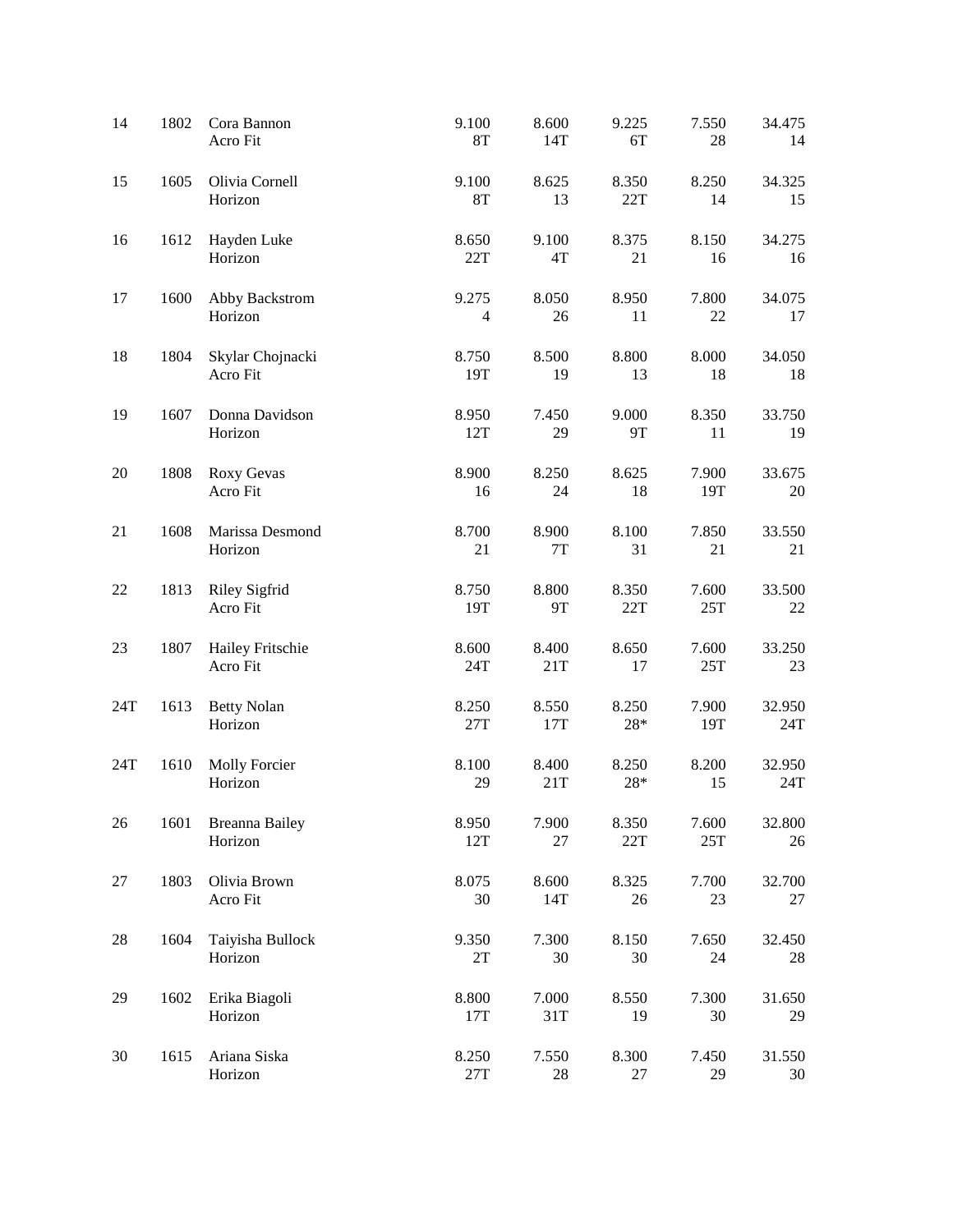| | | | | | | | |
|---|---|---|---|---|---|---|---|
| 14 | 1802 | Cora Bannon<br>Acro Fit | 9.100<br>8T | 8.600<br>14T | 9.225<br>6T | 7.550<br>28 | 34.475<br>14 |
| 15 | 1605 | Olivia Cornell<br>Horizon | 9.100<br>8T | 8.625<br>13 | 8.350<br>22T | 8.250<br>14 | 34.325<br>15 |
| 16 | 1612 | Hayden Luke<br>Horizon | 8.650<br>22T | 9.100<br>4T | 8.375<br>21 | 8.150<br>16 | 34.275<br>16 |
| 17 | 1600 | Abby Backstrom<br>Horizon | 9.275<br>4 | 8.050<br>26 | 8.950<br>11 | 7.800<br>22 | 34.075<br>17 |
| 18 | 1804 | Skylar Chojnacki<br>Acro Fit | 8.750<br>19T | 8.500<br>19 | 8.800<br>13 | 8.000<br>18 | 34.050<br>18 |
| 19 | 1607 | Donna Davidson<br>Horizon | 8.950<br>12T | 7.450<br>29 | 9.000<br>9T | 8.350<br>11 | 33.750<br>19 |
| 20 | 1808 | Roxy Gevas<br>Acro Fit | 8.900<br>16 | 8.250<br>24 | 8.625<br>18 | 7.900<br>19T | 33.675<br>20 |
| 21 | 1608 | Marissa Desmond<br>Horizon | 8.700<br>21 | 8.900<br>7T | 8.100<br>31 | 7.850<br>21 | 33.550<br>21 |
| 22 | 1813 | Riley Sigfrid<br>Acro Fit | 8.750<br>19T | 8.800<br>9T | 8.350<br>22T | 7.600<br>25T | 33.500<br>22 |
| 23 | 1807 | Hailey Fritschie<br>Acro Fit | 8.600<br>24T | 8.400<br>21T | 8.650<br>17 | 7.600<br>25T | 33.250<br>23 |
| 24T | 1613 | Betty Nolan<br>Horizon | 8.250<br>27T | 8.550<br>17T | 8.250<br>28* | 7.900<br>19T | 32.950<br>24T |
| 24T | 1610 | Molly Forcier<br>Horizon | 8.100<br>29 | 8.400<br>21T | 8.250<br>28* | 8.200<br>15 | 32.950<br>24T |
| 26 | 1601 | Breanna Bailey<br>Horizon | 8.950<br>12T | 7.900<br>27 | 8.350<br>22T | 7.600<br>25T | 32.800<br>26 |
| 27 | 1803 | Olivia Brown<br>Acro Fit | 8.075<br>30 | 8.600<br>14T | 8.325<br>26 | 7.700<br>23 | 32.700<br>27 |
| 28 | 1604 | Taiyisha Bullock<br>Horizon | 9.350<br>2T | 7.300<br>30 | 8.150<br>30 | 7.650<br>24 | 32.450<br>28 |
| 29 | 1602 | Erika Biagoli<br>Horizon | 8.800<br>17T | 7.000<br>31T | 8.550<br>19 | 7.300<br>30 | 31.650<br>29 |
| 30 | 1615 | Ariana Siska<br>Horizon | 8.250<br>27T | 7.550<br>28 | 8.300<br>27 | 7.450<br>29 | 31.550<br>30 |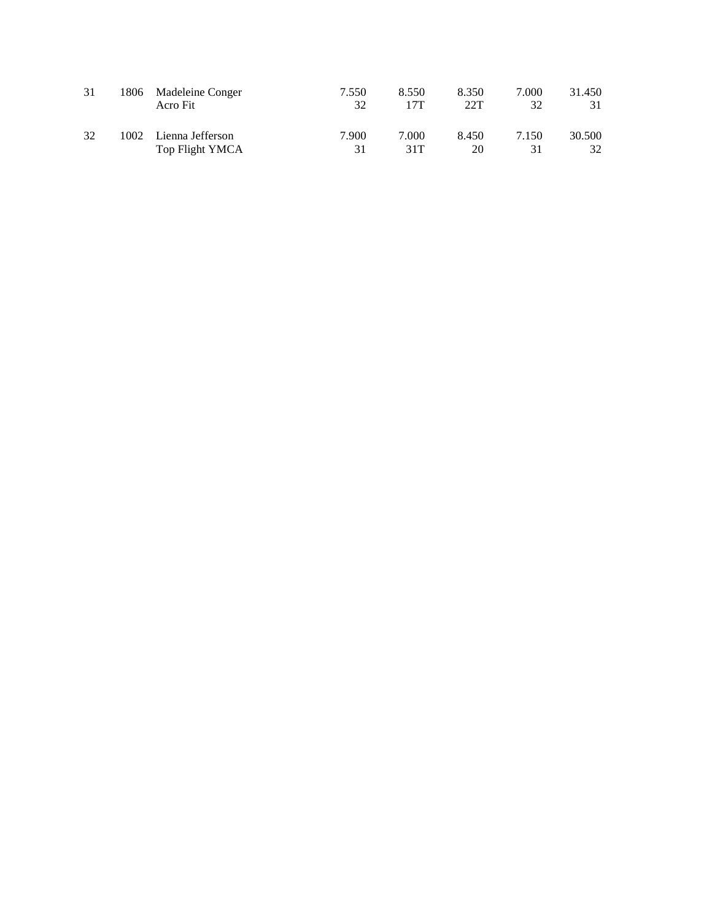| | | | | | | | |
|---|---|---|---|---|---|---|---|
| 31 | 1806 | Madeleine Conger<br>Acro Fit | 7.550<br>32 | 8.550<br>17T | 8.350<br>22T | 7.000<br>32 | 31.450<br>31 |
| 32 | 1002 | Lienna Jefferson<br>Top Flight YMCA | 7.900<br>31 | 7.000<br>31T | 8.450<br>20 | 7.150<br>31 | 30.500<br>32 |